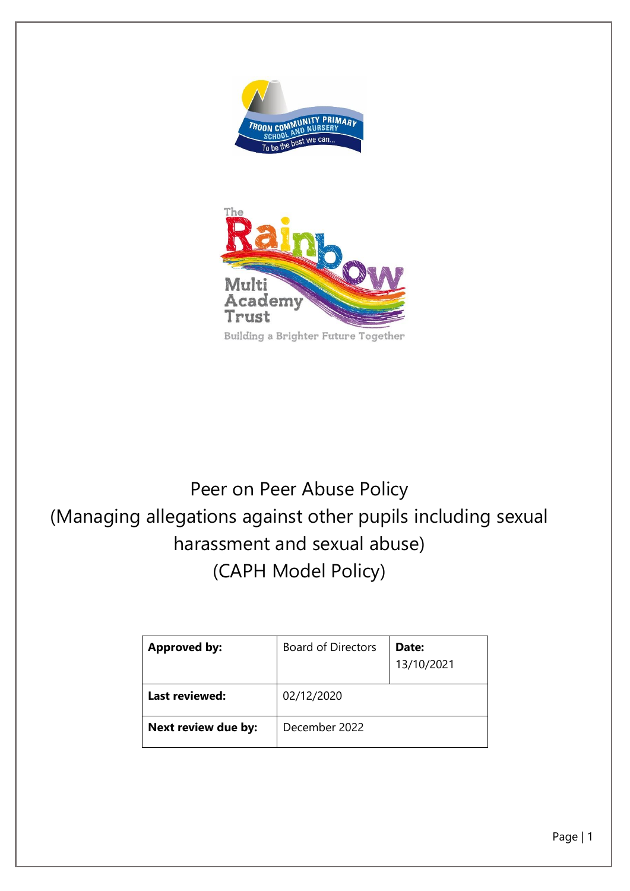# Peer on Peer Abuse Policy
# (Managing allegations against other pupils including sexual harassment and sexual abuse)
# (CAPH Model Policy)

| **Approved by:** | Board of Directors | **Date:** 13/10/2021 |
|---|---|---|
| **Last reviewed:** | 02/12/2020 | |
| **Next review due by:** | December 2022 | |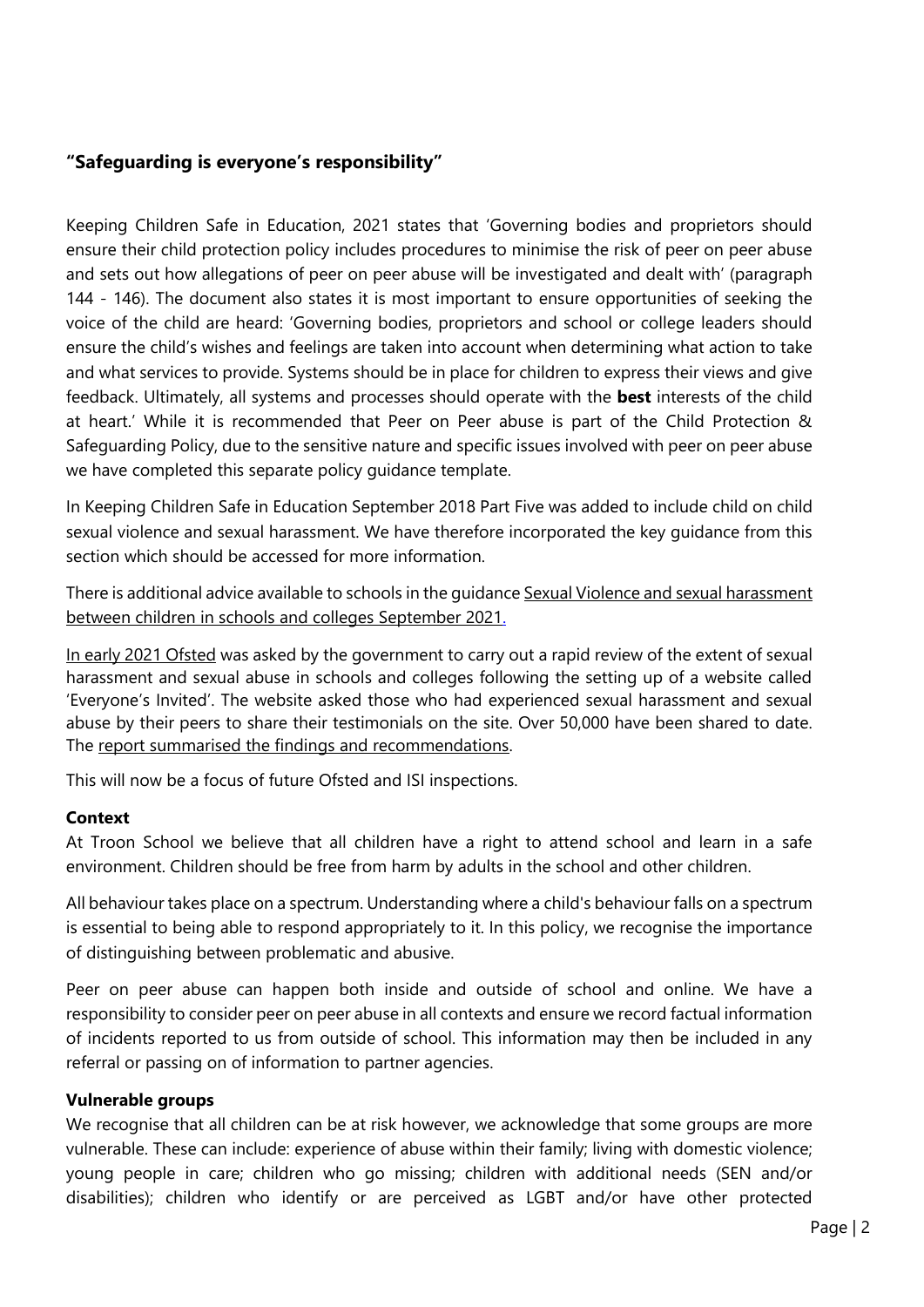## **"Safeguarding is everyone's responsibility"**

Keeping Children Safe in Education, 2021 states that 'Governing bodies and proprietors should ensure their child protection policy includes procedures to minimise the risk of peer on peer abuse and sets out how allegations of peer on peer abuse will be investigated and dealt with' (paragraph 144 - 146). The document also states it is most important to ensure opportunities of seeking the voice of the child are heard: 'Governing bodies, proprietors and school or college leaders should ensure the child's wishes and feelings are taken into account when determining what action to take and what services to provide. Systems should be in place for children to express their views and give feedback. Ultimately, all systems and processes should operate with the **best** interests of the child at heart.' While it is recommended that Peer on Peer abuse is part of the Child Protection & Safeguarding Policy, due to the sensitive nature and specific issues involved with peer on peer abuse we have completed this separate policy guidance template.

In Keeping Children Safe in Education September 2018 Part Five was added to include child on child sexual violence and sexual harassment. We have therefore incorporated the key guidance from this section which should be accessed for more information.

There is additional advice available to schools in the guidance Sexual Violence and sexual harassment between children in schools and colleges September 2021.

In early 2021 Ofsted was asked by the government to carry out a rapid review of the extent of sexual harassment and sexual abuse in schools and colleges following the setting up of a website called 'Everyone's Invited'. The website asked those who had experienced sexual harassment and sexual abuse by their peers to share their testimonials on the site. Over 50,000 have been shared to date. The report summarised the findings and recommendations.

This will now be a focus of future Ofsted and ISI inspections.

**Context**

At Troon School we believe that all children have a right to attend school and learn in a safe environment. Children should be free from harm by adults in the school and other children.

All behaviour takes place on a spectrum. Understanding where a child's behaviour falls on a spectrum is essential to being able to respond appropriately to it. In this policy, we recognise the importance of distinguishing between problematic and abusive.

Peer on peer abuse can happen both inside and outside of school and online. We have a responsibility to consider peer on peer abuse in all contexts and ensure we record factual information of incidents reported to us from outside of school. This information may then be included in any referral or passing on of information to partner agencies.

**Vulnerable groups**

We recognise that all children can be at risk however, we acknowledge that some groups are more vulnerable. These can include: experience of abuse within their family; living with domestic violence; young people in care; children who go missing; children with additional needs (SEN and/or disabilities); children who identify or are perceived as LGBT and/or have other protected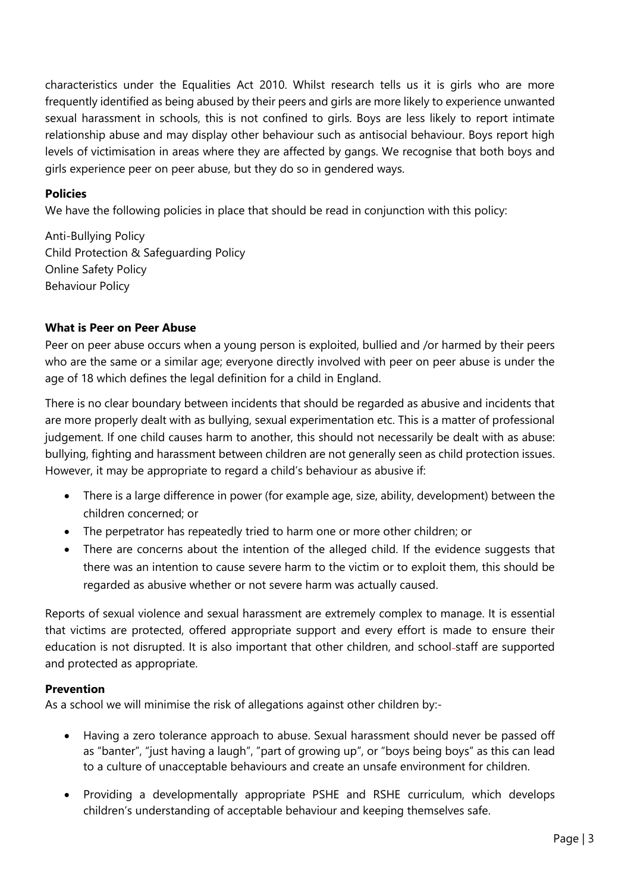characteristics under the Equalities Act 2010. Whilst research tells us it is girls who are more frequently identified as being abused by their peers and girls are more likely to experience unwanted sexual harassment in schools, this is not confined to girls. Boys are less likely to report intimate relationship abuse and may display other behaviour such as antisocial behaviour. Boys report high levels of victimisation in areas where they are affected by gangs. We recognise that both boys and girls experience peer on peer abuse, but they do so in gendered ways.

**Policies**

We have the following policies in place that should be read in conjunction with this policy:

Anti-Bullying Policy
Child Protection & Safeguarding Policy
Online Safety Policy
Behaviour Policy

**What is Peer on Peer Abuse**

Peer on peer abuse occurs when a young person is exploited, bullied and /or harmed by their peers who are the same or a similar age; everyone directly involved with peer on peer abuse is under the age of 18 which defines the legal definition for a child in England.

There is no clear boundary between incidents that should be regarded as abusive and incidents that are more properly dealt with as bullying, sexual experimentation etc. This is a matter of professional judgement. If one child causes harm to another, this should not necessarily be dealt with as abuse: bullying, fighting and harassment between children are not generally seen as child protection issues. However, it may be appropriate to regard a child's behaviour as abusive if:

- There is a large difference in power (for example age, size, ability, development) between the children concerned; or
- The perpetrator has repeatedly tried to harm one or more other children; or
- There are concerns about the intention of the alleged child. If the evidence suggests that there was an intention to cause severe harm to the victim or to exploit them, this should be regarded as abusive whether or not severe harm was actually caused.

Reports of sexual violence and sexual harassment are extremely complex to manage. It is essential that victims are protected, offered appropriate support and every effort is made to ensure their education is not disrupted. It is also important that other children, and school-staff are supported and protected as appropriate.

**Prevention**

As a school we will minimise the risk of allegations against other children by:-

- Having a zero tolerance approach to abuse. Sexual harassment should never be passed off as "banter", "just having a laugh", "part of growing up", or "boys being boys" as this can lead to a culture of unacceptable behaviours and create an unsafe environment for children.
- Providing a developmentally appropriate PSHE and RSHE curriculum, which develops children's understanding of acceptable behaviour and keeping themselves safe.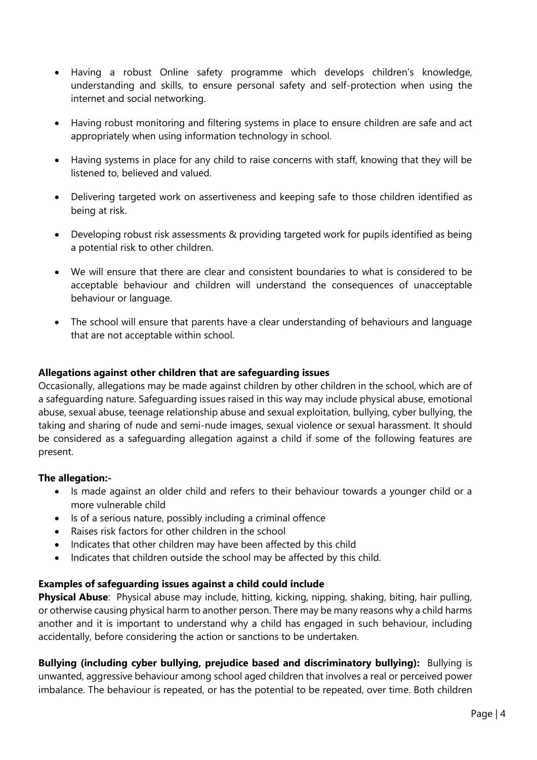- Having a robust Online safety programme which develops children's knowledge, understanding and skills, to ensure personal safety and self-protection when using the internet and social networking.

- Having robust monitoring and filtering systems in place to ensure children are safe and act appropriately when using information technology in school.

- Having systems in place for any child to raise concerns with staff, knowing that they will be listened to, believed and valued.

- Delivering targeted work on assertiveness and keeping safe to those children identified as being at risk.

- Developing robust risk assessments & providing targeted work for pupils identified as being a potential risk to other children.

- We will ensure that there are clear and consistent boundaries to what is considered to be acceptable behaviour and children will understand the consequences of unacceptable behaviour or language.

- The school will ensure that parents have a clear understanding of behaviours and language that are not acceptable within school.

**Allegations against other children that are safeguarding issues**

Occasionally, allegations may be made against children by other children in the school, which are of a safeguarding nature. Safeguarding issues raised in this way may include physical abuse, emotional abuse, sexual abuse, teenage relationship abuse and sexual exploitation, bullying, cyber bullying, the taking and sharing of nude and semi-nude images, sexual violence or sexual harassment. It should be considered as a safeguarding allegation against a child if some of the following features are present.

**The allegation:-**

- Is made against an older child and refers to their behaviour towards a younger child or a more vulnerable child
- Is of a serious nature, possibly including a criminal offence
- Raises risk factors for other children in the school
- Indicates that other children may have been affected by this child
- Indicates that children outside the school may be affected by this child.

**Examples of safeguarding issues against a child could include**

**Physical Abuse**: Physical abuse may include, hitting, kicking, nipping, shaking, biting, hair pulling, or otherwise causing physical harm to another person. There may be many reasons why a child harms another and it is important to understand why a child has engaged in such behaviour, including accidentally, before considering the action or sanctions to be undertaken.

**Bullying (including cyber bullying, prejudice based and discriminatory bullying):** Bullying is unwanted, aggressive behaviour among school aged children that involves a real or perceived power imbalance. The behaviour is repeated, or has the potential to be repeated, over time. Both children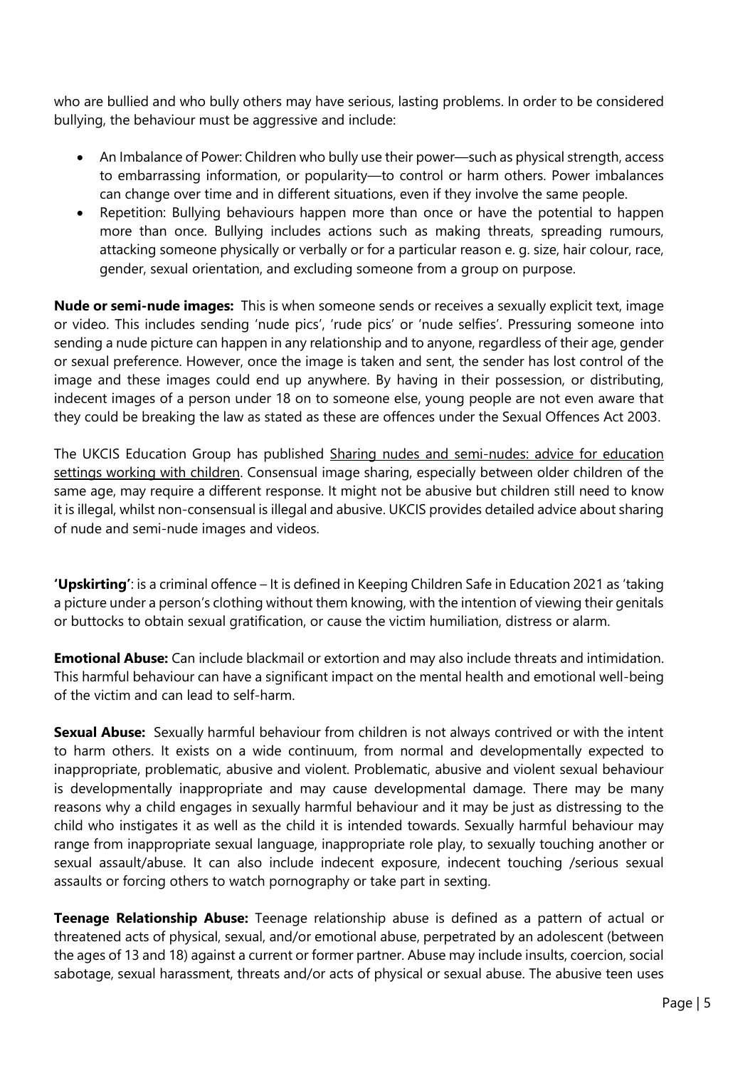who are bullied and who bully others may have serious, lasting problems. In order to be considered bullying, the behaviour must be aggressive and include:

- An Imbalance of Power: Children who bully use their power—such as physical strength, access to embarrassing information, or popularity—to control or harm others. Power imbalances can change over time and in different situations, even if they involve the same people.
- Repetition: Bullying behaviours happen more than once or have the potential to happen more than once. Bullying includes actions such as making threats, spreading rumours, attacking someone physically or verbally or for a particular reason e. g. size, hair colour, race, gender, sexual orientation, and excluding someone from a group on purpose.

**Nude or semi-nude images:** This is when someone sends or receives a sexually explicit text, image or video. This includes sending 'nude pics', 'rude pics' or 'nude selfies'. Pressuring someone into sending a nude picture can happen in any relationship and to anyone, regardless of their age, gender or sexual preference. However, once the image is taken and sent, the sender has lost control of the image and these images could end up anywhere. By having in their possession, or distributing, indecent images of a person under 18 on to someone else, young people are not even aware that they could be breaking the law as stated as these are offences under the Sexual Offences Act 2003.

The UKCIS Education Group has published Sharing nudes and semi-nudes: advice for education settings working with children. Consensual image sharing, especially between older children of the same age, may require a different response. It might not be abusive but children still need to know it is illegal, whilst non-consensual is illegal and abusive. UKCIS provides detailed advice about sharing of nude and semi-nude images and videos.

**'Upskirting'**: is a criminal offence – It is defined in Keeping Children Safe in Education 2021 as 'taking a picture under a person's clothing without them knowing, with the intention of viewing their genitals or buttocks to obtain sexual gratification, or cause the victim humiliation, distress or alarm.

**Emotional Abuse:** Can include blackmail or extortion and may also include threats and intimidation. This harmful behaviour can have a significant impact on the mental health and emotional well-being of the victim and can lead to self-harm.

**Sexual Abuse:** Sexually harmful behaviour from children is not always contrived or with the intent to harm others. It exists on a wide continuum, from normal and developmentally expected to inappropriate, problematic, abusive and violent. Problematic, abusive and violent sexual behaviour is developmentally inappropriate and may cause developmental damage. There may be many reasons why a child engages in sexually harmful behaviour and it may be just as distressing to the child who instigates it as well as the child it is intended towards. Sexually harmful behaviour may range from inappropriate sexual language, inappropriate role play, to sexually touching another or sexual assault/abuse. It can also include indecent exposure, indecent touching /serious sexual assaults or forcing others to watch pornography or take part in sexting.

**Teenage Relationship Abuse:** Teenage relationship abuse is defined as a pattern of actual or threatened acts of physical, sexual, and/or emotional abuse, perpetrated by an adolescent (between the ages of 13 and 18) against a current or former partner. Abuse may include insults, coercion, social sabotage, sexual harassment, threats and/or acts of physical or sexual abuse. The abusive teen uses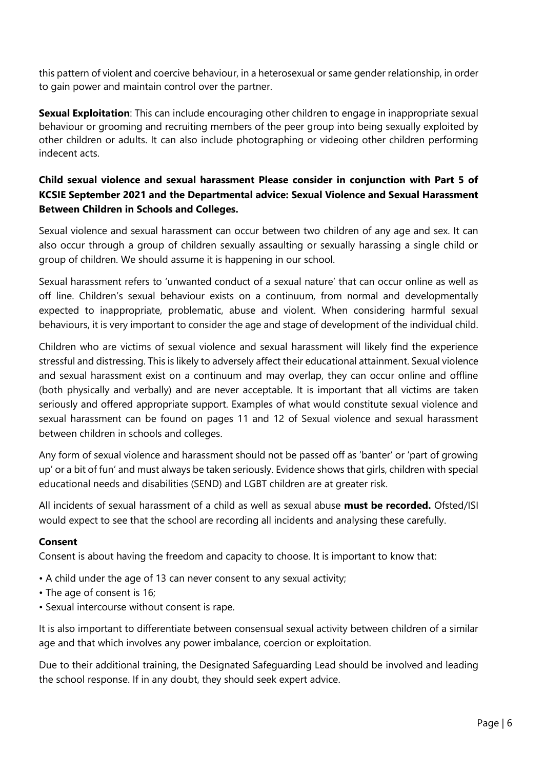this pattern of violent and coercive behaviour, in a heterosexual or same gender relationship, in order to gain power and maintain control over the partner.

**Sexual Exploitation**: This can include encouraging other children to engage in inappropriate sexual behaviour or grooming and recruiting members of the peer group into being sexually exploited by other children or adults. It can also include photographing or videoing other children performing indecent acts.

**Child sexual violence and sexual harassment Please consider in conjunction with Part 5 of KCSIE September 2021 and the Departmental advice: Sexual Violence and Sexual Harassment Between Children in Schools and Colleges.**

Sexual violence and sexual harassment can occur between two children of any age and sex. It can also occur through a group of children sexually assaulting or sexually harassing a single child or group of children. We should assume it is happening in our school.

Sexual harassment refers to 'unwanted conduct of a sexual nature' that can occur online as well as off line. Children's sexual behaviour exists on a continuum, from normal and developmentally expected to inappropriate, problematic, abuse and violent. When considering harmful sexual behaviours, it is very important to consider the age and stage of development of the individual child.

Children who are victims of sexual violence and sexual harassment will likely find the experience stressful and distressing. This is likely to adversely affect their educational attainment. Sexual violence and sexual harassment exist on a continuum and may overlap, they can occur online and offline (both physically and verbally) and are never acceptable. It is important that all victims are taken seriously and offered appropriate support. Examples of what would constitute sexual violence and sexual harassment can be found on pages 11 and 12 of Sexual violence and sexual harassment between children in schools and colleges.

Any form of sexual violence and harassment should not be passed off as 'banter' or 'part of growing up' or a bit of fun' and must always be taken seriously. Evidence shows that girls, children with special educational needs and disabilities (SEND) and LGBT children are at greater risk.

All incidents of sexual harassment of a child as well as sexual abuse **must be recorded.** Ofsted/ISI would expect to see that the school are recording all incidents and analysing these carefully.

**Consent**

Consent is about having the freedom and capacity to choose. It is important to know that:

- A child under the age of 13 can never consent to any sexual activity;
- The age of consent is 16;
- Sexual intercourse without consent is rape.

It is also important to differentiate between consensual sexual activity between children of a similar age and that which involves any power imbalance, coercion or exploitation.

Due to their additional training, the Designated Safeguarding Lead should be involved and leading the school response. If in any doubt, they should seek expert advice.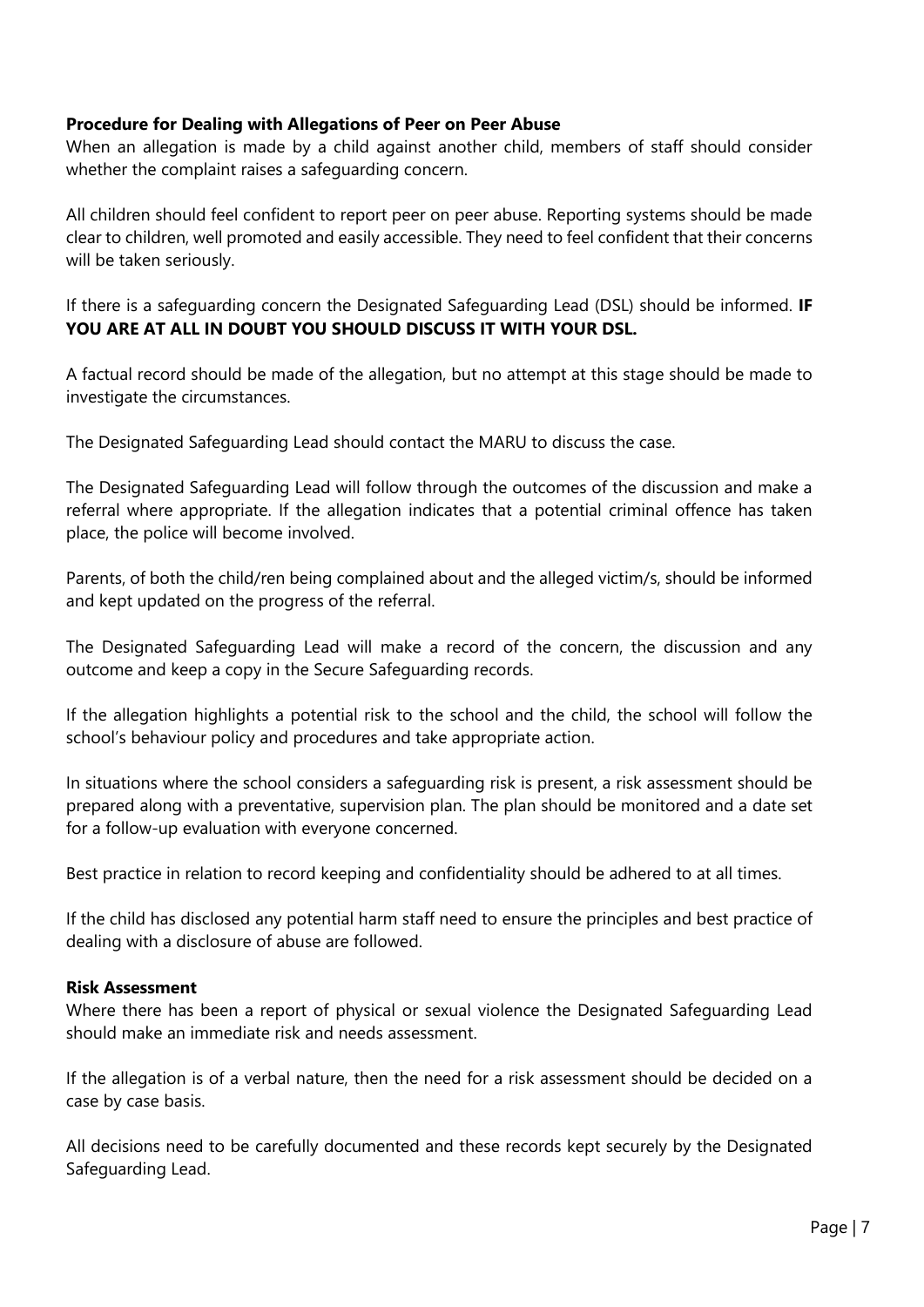**Procedure for Dealing with Allegations of Peer on Peer Abuse**

When an allegation is made by a child against another child, members of staff should consider whether the complaint raises a safeguarding concern.

All children should feel confident to report peer on peer abuse. Reporting systems should be made clear to children, well promoted and easily accessible. They need to feel confident that their concerns will be taken seriously.

If there is a safeguarding concern the Designated Safeguarding Lead (DSL) should be informed. **IF YOU ARE AT ALL IN DOUBT YOU SHOULD DISCUSS IT WITH YOUR DSL.**

A factual record should be made of the allegation, but no attempt at this stage should be made to investigate the circumstances.

The Designated Safeguarding Lead should contact the MARU to discuss the case.

The Designated Safeguarding Lead will follow through the outcomes of the discussion and make a referral where appropriate. If the allegation indicates that a potential criminal offence has taken place, the police will become involved.

Parents, of both the child/ren being complained about and the alleged victim/s, should be informed and kept updated on the progress of the referral.

The Designated Safeguarding Lead will make a record of the concern, the discussion and any outcome and keep a copy in the Secure Safeguarding records.

If the allegation highlights a potential risk to the school and the child, the school will follow the school's behaviour policy and procedures and take appropriate action.

In situations where the school considers a safeguarding risk is present, a risk assessment should be prepared along with a preventative, supervision plan. The plan should be monitored and a date set for a follow-up evaluation with everyone concerned.

Best practice in relation to record keeping and confidentiality should be adhered to at all times.

If the child has disclosed any potential harm staff need to ensure the principles and best practice of dealing with a disclosure of abuse are followed.

**Risk Assessment**

Where there has been a report of physical or sexual violence the Designated Safeguarding Lead should make an immediate risk and needs assessment.

If the allegation is of a verbal nature, then the need for a risk assessment should be decided on a case by case basis.

All decisions need to be carefully documented and these records kept securely by the Designated Safeguarding Lead.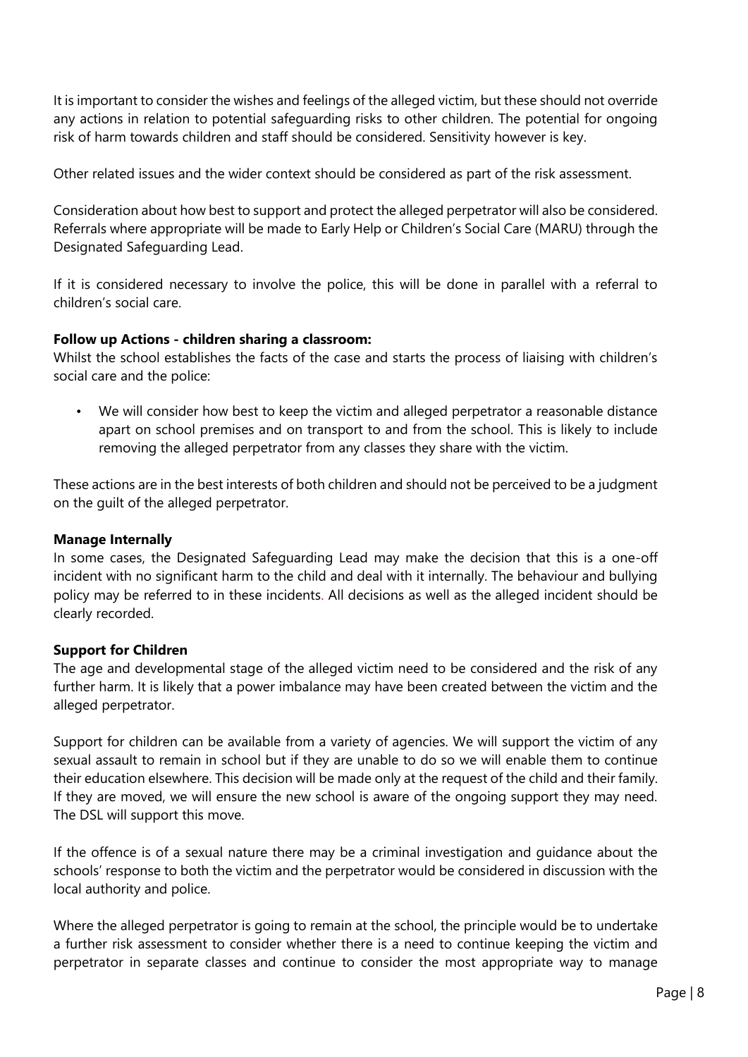It is important to consider the wishes and feelings of the alleged victim, but these should not override any actions in relation to potential safeguarding risks to other children. The potential for ongoing risk of harm towards children and staff should be considered. Sensitivity however is key.

Other related issues and the wider context should be considered as part of the risk assessment.

Consideration about how best to support and protect the alleged perpetrator will also be considered. Referrals where appropriate will be made to Early Help or Children's Social Care (MARU) through the Designated Safeguarding Lead.

If it is considered necessary to involve the police, this will be done in parallel with a referral to children's social care.

**Follow up Actions - children sharing a classroom:**
Whilst the school establishes the facts of the case and starts the process of liaising with children's social care and the police:

- We will consider how best to keep the victim and alleged perpetrator a reasonable distance apart on school premises and on transport to and from the school. This is likely to include removing the alleged perpetrator from any classes they share with the victim.

These actions are in the best interests of both children and should not be perceived to be a judgment on the guilt of the alleged perpetrator.

**Manage Internally**
In some cases, the Designated Safeguarding Lead may make the decision that this is a one-off incident with no significant harm to the child and deal with it internally. The behaviour and bullying policy may be referred to in these incidents. All decisions as well as the alleged incident should be clearly recorded.

**Support for Children**
The age and developmental stage of the alleged victim need to be considered and the risk of any further harm. It is likely that a power imbalance may have been created between the victim and the alleged perpetrator.

Support for children can be available from a variety of agencies. We will support the victim of any sexual assault to remain in school but if they are unable to do so we will enable them to continue their education elsewhere. This decision will be made only at the request of the child and their family. If they are moved, we will ensure the new school is aware of the ongoing support they may need. The DSL will support this move.

If the offence is of a sexual nature there may be a criminal investigation and guidance about the schools' response to both the victim and the perpetrator would be considered in discussion with the local authority and police.

Where the alleged perpetrator is going to remain at the school, the principle would be to undertake a further risk assessment to consider whether there is a need to continue keeping the victim and perpetrator in separate classes and continue to consider the most appropriate way to manage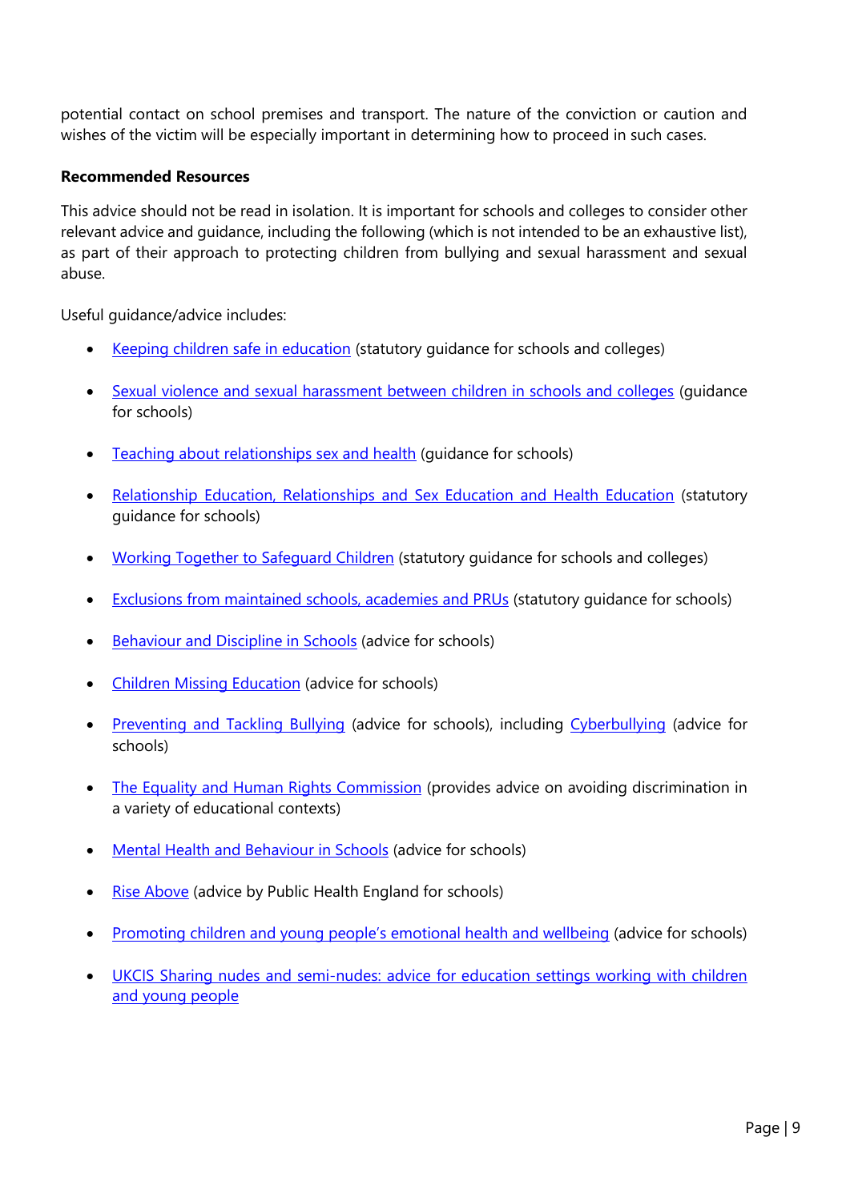potential contact on school premises and transport. The nature of the conviction or caution and wishes of the victim will be especially important in determining how to proceed in such cases.

**Recommended Resources**

This advice should not be read in isolation. It is important for schools and colleges to consider other relevant advice and guidance, including the following (which is not intended to be an exhaustive list), as part of their approach to protecting children from bullying and sexual harassment and sexual abuse.

Useful guidance/advice includes:

- Keeping children safe in education (statutory guidance for schools and colleges)
- Sexual violence and sexual harassment between children in schools and colleges (guidance for schools)
- Teaching about relationships sex and health (guidance for schools)
- Relationship Education, Relationships and Sex Education and Health Education (statutory guidance for schools)
- Working Together to Safeguard Children (statutory guidance for schools and colleges)
- Exclusions from maintained schools, academies and PRUs (statutory guidance for schools)
- Behaviour and Discipline in Schools (advice for schools)
- Children Missing Education (advice for schools)
- Preventing and Tackling Bullying (advice for schools), including Cyberbullying (advice for schools)
- The Equality and Human Rights Commission (provides advice on avoiding discrimination in a variety of educational contexts)
- Mental Health and Behaviour in Schools (advice for schools)
- Rise Above (advice by Public Health England for schools)
- Promoting children and young people's emotional health and wellbeing (advice for schools)
- UKCIS Sharing nudes and semi-nudes: advice for education settings working with children and young people